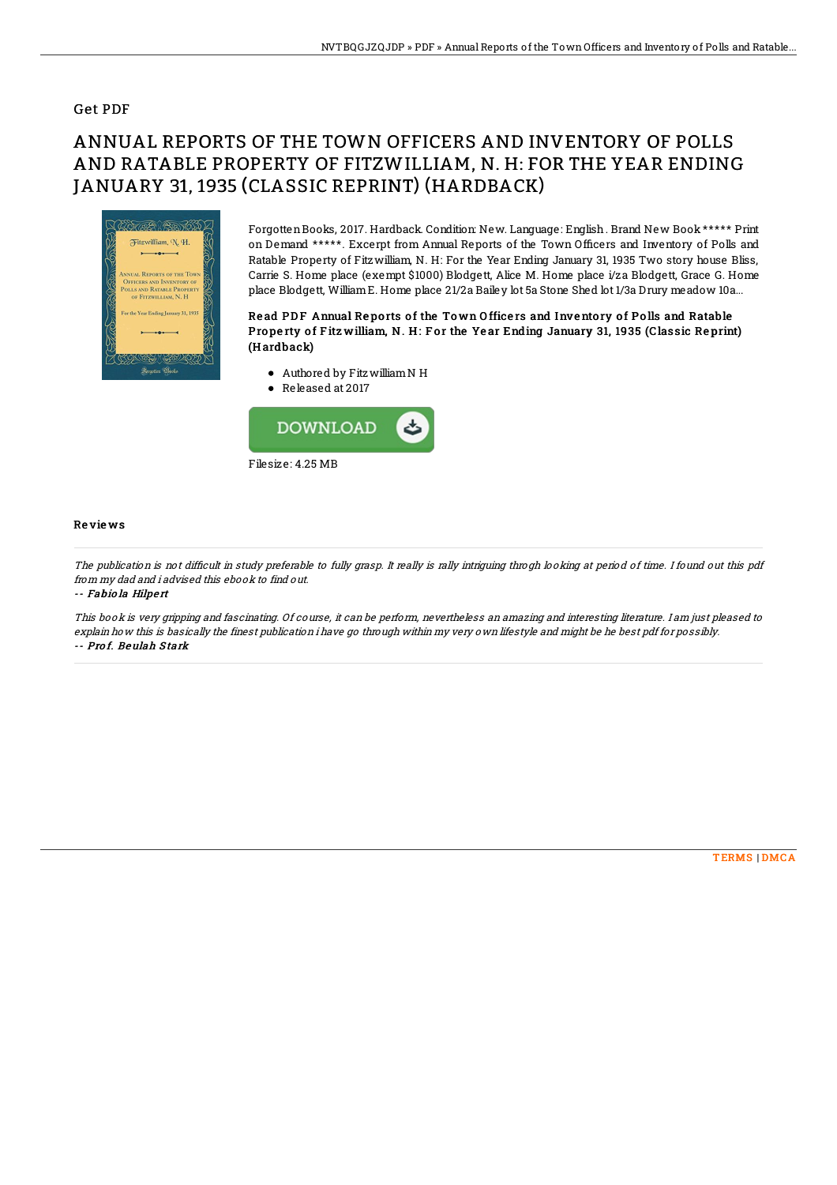## Get PDF

# ANNUAL REPORTS OF THE TOWN OFFICERS AND INVENTORY OF POLLS AND RATABLE PROPERTY OF FITZWILLIAM, N. H: FOR THE YEAR ENDING JANUARY 31, 1935 (CLASSIC REPRINT) (HARDBACK)

Forgotten Books, 2017. Hardback. Condition: New. Language: English . Brand New Book ***** Print on Demand *****. Excerpt from Annual Reports of the Town Officers and Inventory of Polls and Ratable Property of Fitzwilliam, N. H: For the Year Ending January 31, 1935 Two story house Bliss, Carrie S. Home place (exempt $1000) Blodgett, Alice M. Home place i/za Blodgett, Grace G. Home place Blodgett, William E. Home place 21/2a Bailey lot 5a Stone Shed lot 1/3a Drury meadow 10a...

**Read PDF Annual Reports of the Town Officers and Inventory of Polls and Ratable Property of Fitzwilliam, N. H: For the Year Ending January 31, 1935 (Classic Reprint) (Hardback)**

- Authored by Fitzwilliam N H
- Released at 2017

Filesize: 4.25 MB

### Reviews

*The publication is not difficult in study preferable to fully grasp. It really is rally intriguing throgh looking at period of time. I found out this pdf from my dad and i advised this ebook to find out.*

*-- Fabiola Hilpert*

*This book is very gripping and fascinating. Of course, it can be perform, nevertheless an amazing and interesting literature. I am just pleased to explain how this is basically the finest publication i have go through within my very own lifestyle and might be he best pdf for possibly.*

*-- Prof. Beulah Stark*

TERMS | DMCA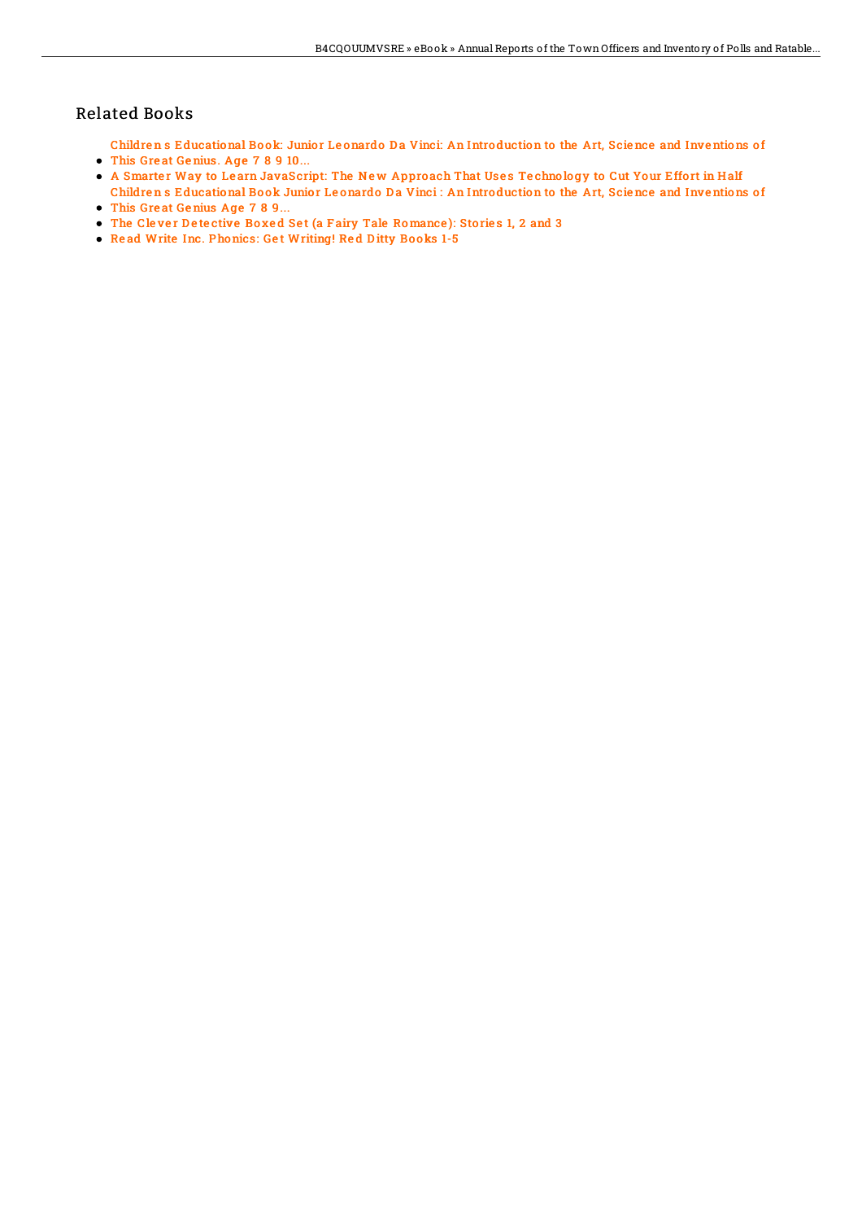## Related Books

- Children s Educational Book: Junior Leonardo Da Vinci: An Introduction to the Art, Science and Inventions of This Great Genius. Age 7 8 9 10...
- A Smarter Way to Learn JavaScript: The New Approach That Uses Technology to Cut Your Effort in Half
- Children s Educational Book Junior Leonardo Da Vinci : An Introduction to the Art, Science and Inventions of This Great Genius Age 7 8 9...
- The Clever Detective Boxed Set (a Fairy Tale Romance): Stories 1, 2 and 3
- Read Write Inc. Phonics: Get Writing! Red Ditty Books 1-5